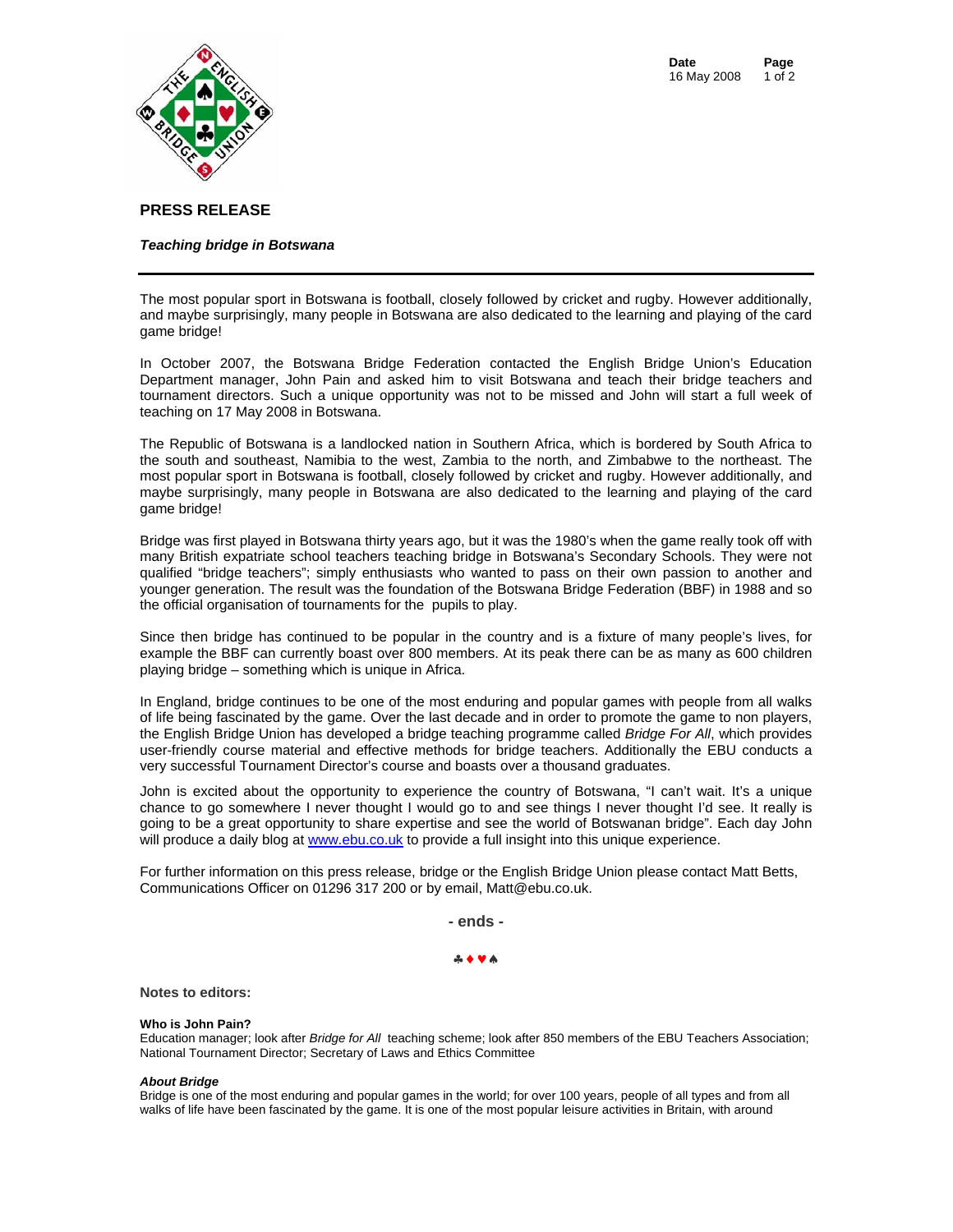**Date** 16 May 2008

# PRESS RELEASE

***Teaching bridge in Botswana***

---

The most popular sport in Botswana is football, closely followed by cricket and rugby. However additionally, and maybe surprisingly, many people in Botswana are also dedicated to the learning and playing of the card game bridge!

In October 2007, the Botswana Bridge Federation contacted the English Bridge Union's Education Department manager, John Pain and asked him to visit Botswana and teach their bridge teachers and tournament directors. Such a unique opportunity was not to be missed and John will start a full week of teaching on 17 May 2008 in Botswana.

The Republic of Botswana is a landlocked nation in Southern Africa, which is bordered by South Africa to the south and southeast, Namibia to the west, Zambia to the north, and Zimbabwe to the northeast. The most popular sport in Botswana is football, closely followed by cricket and rugby. However additionally, and maybe surprisingly, many people in Botswana are also dedicated to the learning and playing of the card game bridge!

Bridge was first played in Botswana thirty years ago, but it was the 1980's when the game really took off with many British expatriate school teachers teaching bridge in Botswana's Secondary Schools. They were not qualified "bridge teachers"; simply enthusiasts who wanted to pass on their own passion to another and younger generation. The result was the foundation of the Botswana Bridge Federation (BBF) in 1988 and so the official organisation of tournaments for the pupils to play.

Since then bridge has continued to be popular in the country and is a fixture of many people's lives, for example the BBF can currently boast over 800 members. At its peak there can be as many as 600 children playing bridge – something which is unique in Africa.

In England, bridge continues to be one of the most enduring and popular games with people from all walks of life being fascinated by the game. Over the last decade and in order to promote the game to non players, the English Bridge Union has developed a bridge teaching programme called *Bridge For All*, which provides user-friendly course material and effective methods for bridge teachers. Additionally the EBU conducts a very successful Tournament Director's course and boasts over a thousand graduates.

John is excited about the opportunity to experience the country of Botswana, "I can't wait. It's a unique chance to go somewhere I never thought I would go to and see things I never thought I'd see. It really is going to be a great opportunity to share expertise and see the world of Botswanan bridge". Each day John will produce a daily blog at www.ebu.co.uk to provide a full insight into this unique experience.

For further information on this press release, bridge or the English Bridge Union please contact Matt Betts, Communications Officer on 01296 317 200 or by email, Matt@ebu.co.uk.

**- ends -**

♣♦♥♠

**Notes to editors:**

**Who is John Pain?**
Education manager; look after *Bridge for All* teaching scheme; look after 850 members of the EBU Teachers Association; National Tournament Director; Secretary of Laws and Ethics Committee

***About Bridge***
Bridge is one of the most enduring and popular games in the world; for over 100 years, people of all types and from all walks of life have been fascinated by the game. It is one of the most popular leisure activities in Britain, with around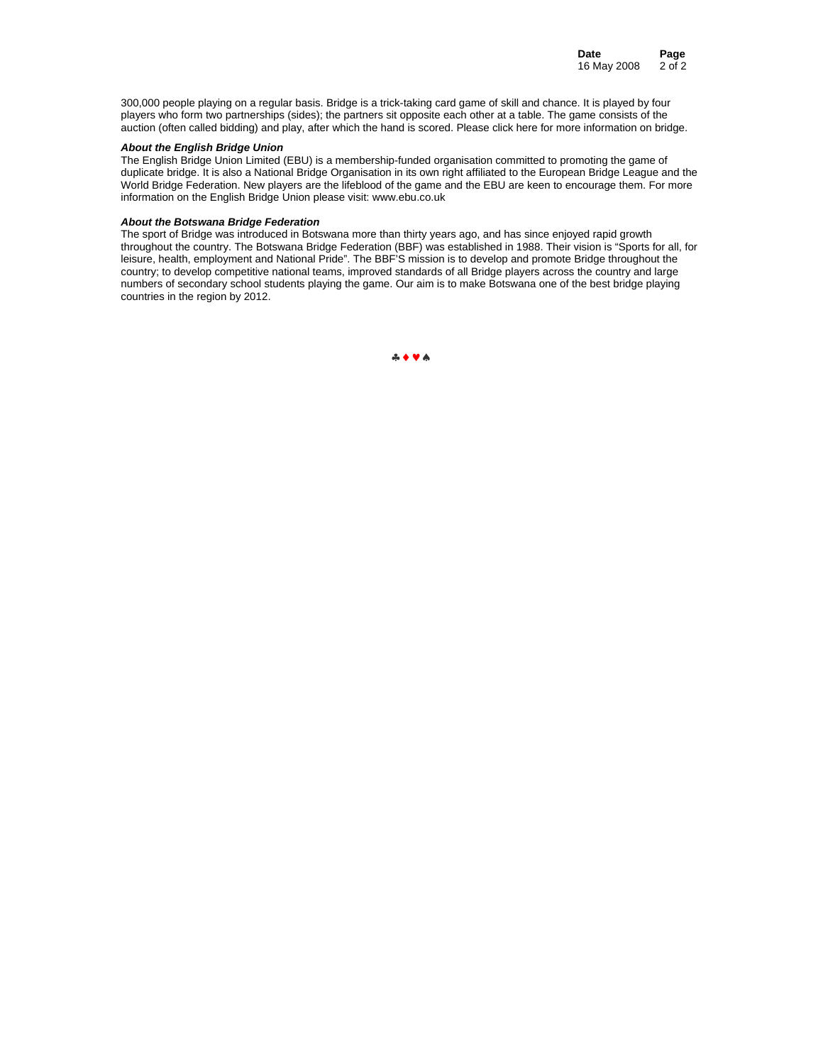300,000 people playing on a regular basis. Bridge is a trick-taking card game of skill and chance. It is played by four players who form two partnerships (sides); the partners sit opposite each other at a table. The game consists of the auction (often called bidding) and play, after which the hand is scored. Please click here for more information on bridge.

***About the English Bridge Union***

The English Bridge Union Limited (EBU) is a membership-funded organisation committed to promoting the game of duplicate bridge. It is also a National Bridge Organisation in its own right affiliated to the European Bridge League and the World Bridge Federation. New players are the lifeblood of the game and the EBU are keen to encourage them. For more information on the English Bridge Union please visit: www.ebu.co.uk

***About the Botswana Bridge Federation***

The sport of Bridge was introduced in Botswana more than thirty years ago, and has since enjoyed rapid growth throughout the country. The Botswana Bridge Federation (BBF) was established in 1988. Their vision is "Sports for all, for leisure, health, employment and National Pride". The BBF'S mission is to develop and promote Bridge throughout the country; to develop competitive national teams, improved standards of all Bridge players across the country and large numbers of secondary school students playing the game. Our aim is to make Botswana one of the best bridge playing countries in the region by 2012.

♣♦♥♠